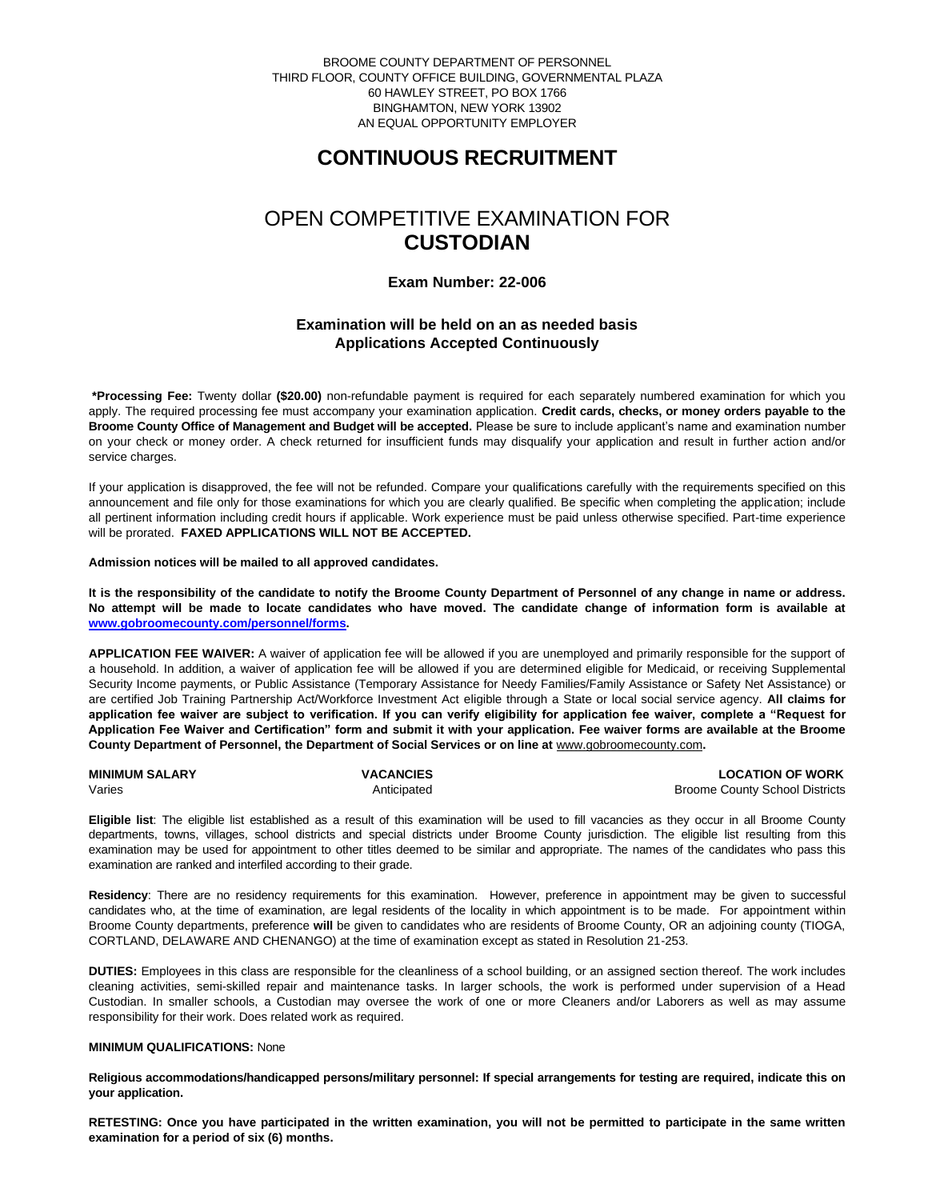BROOME COUNTY DEPARTMENT OF PERSONNEL
THIRD FLOOR, COUNTY OFFICE BUILDING, GOVERNMENTAL PLAZA
60 HAWLEY STREET, PO BOX 1766
BINGHAMTON, NEW YORK 13902
AN EQUAL OPPORTUNITY EMPLOYER

# CONTINUOUS RECRUITMENT

## OPEN COMPETITIVE EXAMINATION FOR **CUSTODIAN**

**Exam Number: 22-006**

**Examination will be held on an as needed basis**
**Applications Accepted Continuously**

**\*Processing Fee:** Twenty dollar **($20.00)** non-refundable payment is required for each separately numbered examination for which you apply. The required processing fee must accompany your examination application. **Credit cards, checks, or money orders payable to the Broome County Office of Management and Budget will be accepted.** Please be sure to include applicant's name and examination number on your check or money order. A check returned for insufficient funds may disqualify your application and result in further action and/or service charges.

If your application is disapproved, the fee will not be refunded. Compare your qualifications carefully with the requirements specified on this announcement and file only for those examinations for which you are clearly qualified. Be specific when completing the application; include all pertinent information including credit hours if applicable. Work experience must be paid unless otherwise specified. Part-time experience will be prorated. **FAXED APPLICATIONS WILL NOT BE ACCEPTED.**

**Admission notices will be mailed to all approved candidates.**

**It is the responsibility of the candidate to notify the Broome County Department of Personnel of any change in name or address. No attempt will be made to locate candidates who have moved. The candidate change of information form is available at [www.gobroomecounty.com/personnel/forms](www.gobroomecounty.com/personnel/forms).**

**APPLICATION FEE WAIVER:** A waiver of application fee will be allowed if you are unemployed and primarily responsible for the support of a household. In addition, a waiver of application fee will be allowed if you are determined eligible for Medicaid, or receiving Supplemental Security Income payments, or Public Assistance (Temporary Assistance for Needy Families/Family Assistance or Safety Net Assistance) or are certified Job Training Partnership Act/Workforce Investment Act eligible through a State or local social service agency. **All claims for application fee waiver are subject to verification. If you can verify eligibility for application fee waiver, complete a "Request for Application Fee Waiver and Certification" form and submit it with your application. Fee waiver forms are available at the Broome County Department of Personnel, the Department of Social Services or on line at** www.gobroomecounty.com**.**

| MINIMUM SALARY | VACANCIES | LOCATION OF WORK |
|---|---|---|
| Varies | Anticipated | Broome County School Districts |

**Eligible list**: The eligible list established as a result of this examination will be used to fill vacancies as they occur in all Broome County departments, towns, villages, school districts and special districts under Broome County jurisdiction. The eligible list resulting from this examination may be used for appointment to other titles deemed to be similar and appropriate. The names of the candidates who pass this examination are ranked and interfiled according to their grade.

**Residency**: There are no residency requirements for this examination. However, preference in appointment may be given to successful candidates who, at the time of examination, are legal residents of the locality in which appointment is to be made. For appointment within Broome County departments, preference **will** be given to candidates who are residents of Broome County, OR an adjoining county (TIOGA, CORTLAND, DELAWARE AND CHENANGO) at the time of examination except as stated in Resolution 21-253.

**DUTIES:** Employees in this class are responsible for the cleanliness of a school building, or an assigned section thereof. The work includes cleaning activities, semi-skilled repair and maintenance tasks. In larger schools, the work is performed under supervision of a Head Custodian. In smaller schools, a Custodian may oversee the work of one or more Cleaners and/or Laborers as well as may assume responsibility for their work. Does related work as required.

**MINIMUM QUALIFICATIONS:** None

**Religious accommodations/handicapped persons/military personnel: If special arrangements for testing are required, indicate this on your application.**

**RETESTING: Once you have participated in the written examination, you will not be permitted to participate in the same written examination for a period of six (6) months.**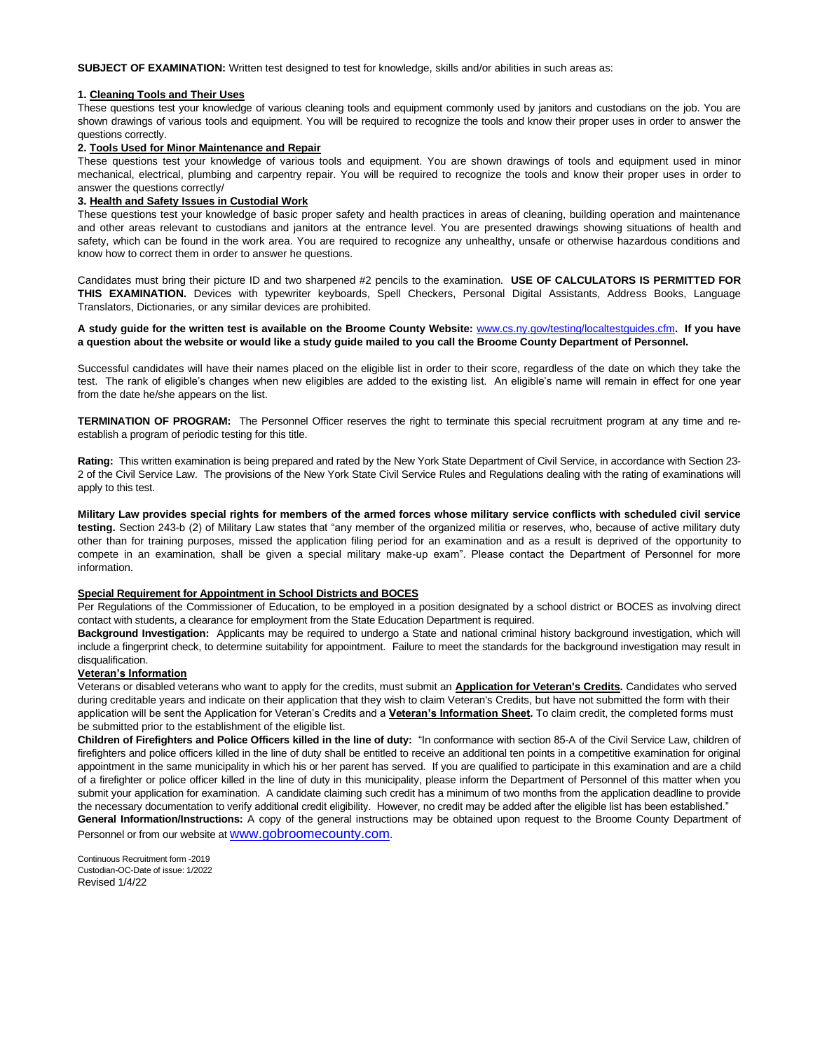**SUBJECT OF EXAMINATION:** Written test designed to test for knowledge, skills and/or abilities in such areas as:

**1. Cleaning Tools and Their Uses**

These questions test your knowledge of various cleaning tools and equipment commonly used by janitors and custodians on the job. You are shown drawings of various tools and equipment. You will be required to recognize the tools and know their proper uses in order to answer the questions correctly.

**2. Tools Used for Minor Maintenance and Repair**

These questions test your knowledge of various tools and equipment. You are shown drawings of tools and equipment used in minor mechanical, electrical, plumbing and carpentry repair. You will be required to recognize the tools and know their proper uses in order to answer the questions correctly/

**3. Health and Safety Issues in Custodial Work**

These questions test your knowledge of basic proper safety and health practices in areas of cleaning, building operation and maintenance and other areas relevant to custodians and janitors at the entrance level. You are presented drawings showing situations of health and safety, which can be found in the work area. You are required to recognize any unhealthy, unsafe or otherwise hazardous conditions and know how to correct them in order to answer he questions.

Candidates must bring their picture ID and two sharpened #2 pencils to the examination. **USE OF CALCULATORS IS PERMITTED FOR THIS EXAMINATION.** Devices with typewriter keyboards, Spell Checkers, Personal Digital Assistants, Address Books, Language Translators, Dictionaries, or any similar devices are prohibited.

**A study guide for the written test is available on the Broome County Website:** www.cs.ny.gov/testing/localtestguides.cfm**. If you have a question about the website or would like a study guide mailed to you call the Broome County Department of Personnel.**

Successful candidates will have their names placed on the eligible list in order to their score, regardless of the date on which they take the test. The rank of eligible's changes when new eligibles are added to the existing list. An eligible's name will remain in effect for one year from the date he/she appears on the list.

**TERMINATION OF PROGRAM:** The Personnel Officer reserves the right to terminate this special recruitment program at any time and re-establish a program of periodic testing for this title.

**Rating:** This written examination is being prepared and rated by the New York State Department of Civil Service, in accordance with Section 23-2 of the Civil Service Law. The provisions of the New York State Civil Service Rules and Regulations dealing with the rating of examinations will apply to this test.

**Military Law provides special rights for members of the armed forces whose military service conflicts with scheduled civil service testing.** Section 243-b (2) of Military Law states that "any member of the organized militia or reserves, who, because of active military duty other than for training purposes, missed the application filing period for an examination and as a result is deprived of the opportunity to compete in an examination, shall be given a special military make-up exam". Please contact the Department of Personnel for more information.

**Special Requirement for Appointment in School Districts and BOCES**

Per Regulations of the Commissioner of Education, to be employed in a position designated by a school district or BOCES as involving direct contact with students, a clearance for employment from the State Education Department is required.

**Background Investigation:** Applicants may be required to undergo a State and national criminal history background investigation, which will include a fingerprint check, to determine suitability for appointment. Failure to meet the standards for the background investigation may result in disqualification.

**Veteran's Information**

Veterans or disabled veterans who want to apply for the credits, must submit an **Application for Veteran's Credits.** Candidates who served during creditable years and indicate on their application that they wish to claim Veteran's Credits, but have not submitted the form with their application will be sent the Application for Veteran's Credits and a **Veteran's Information Sheet.** To claim credit, the completed forms must be submitted prior to the establishment of the eligible list.

**Children of Firefighters and Police Officers killed in the line of duty:** "In conformance with section 85-A of the Civil Service Law, children of firefighters and police officers killed in the line of duty shall be entitled to receive an additional ten points in a competitive examination for original appointment in the same municipality in which his or her parent has served. If you are qualified to participate in this examination and are a child of a firefighter or police officer killed in the line of duty in this municipality, please inform the Department of Personnel of this matter when you submit your application for examination. A candidate claiming such credit has a minimum of two months from the application deadline to provide the necessary documentation to verify additional credit eligibility. However, no credit may be added after the eligible list has been established."

**General Information/Instructions:** A copy of the general instructions may be obtained upon request to the Broome County Department of Personnel or from our website at www.gobroomecounty.com.

Continuous Recruitment form -2019
Custodian-OC-Date of issue: 1/2022
Revised 1/4/22